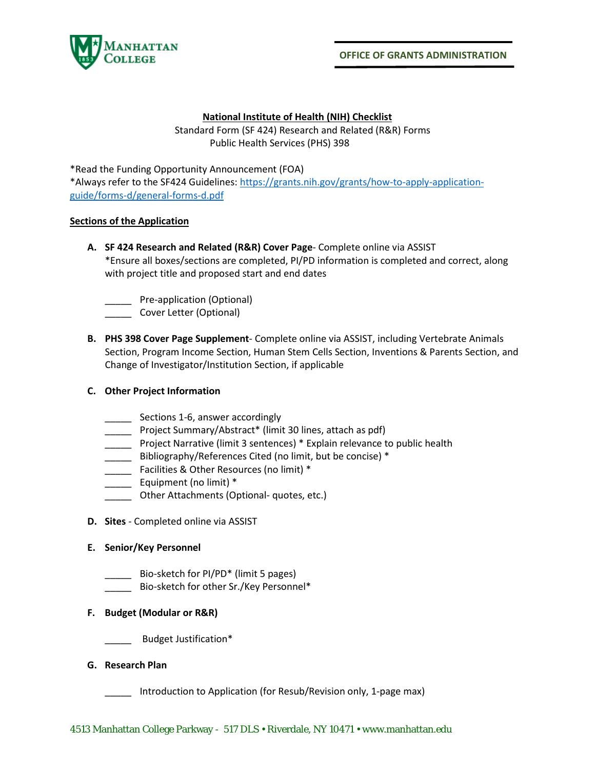**OFFICE OF GRANTS ADMINISTRATION**

# National Institute of Health (NIH) Checklist

Standard Form (SF 424) Research and Related (R&R) Forms
Public Health Services (PHS) 398

*Read the Funding Opportunity Announcement (FOA)
*Always refer to the SF424 Guidelines: https://grants.nih.gov/grants/how-to-apply-application-guide/forms-d/general-forms-d.pdf

## Sections of the Application

**A. SF 424 Research and Related (R&R) Cover Page**- Complete online via ASSIST
*Ensure all boxes/sections are completed, PI/PD information is completed and correct, along with project title and proposed start and end dates

_____ Pre-application (Optional)
_____ Cover Letter (Optional)

**B. PHS 398 Cover Page Supplement**- Complete online via ASSIST, including Vertebrate Animals Section, Program Income Section, Human Stem Cells Section, Inventions & Parents Section, and Change of Investigator/Institution Section, if applicable

**C. Other Project Information**

_____ Sections 1-6, answer accordingly
_____ Project Summary/Abstract* (limit 30 lines, attach as pdf)
_____ Project Narrative (limit 3 sentences) * Explain relevance to public health
_____ Bibliography/References Cited (no limit, but be concise) *
_____ Facilities & Other Resources (no limit) *
_____ Equipment (no limit) *
_____ Other Attachments (Optional- quotes, etc.)

**D. Sites** - Completed online via ASSIST

**E. Senior/Key Personnel**

_____ Bio-sketch for PI/PD* (limit 5 pages)
_____ Bio-sketch for other Sr./Key Personnel*

**F. Budget (Modular or R&R)**

_____ Budget Justification*

**G. Research Plan**

_____ Introduction to Application (for Resub/Revision only, 1-page max)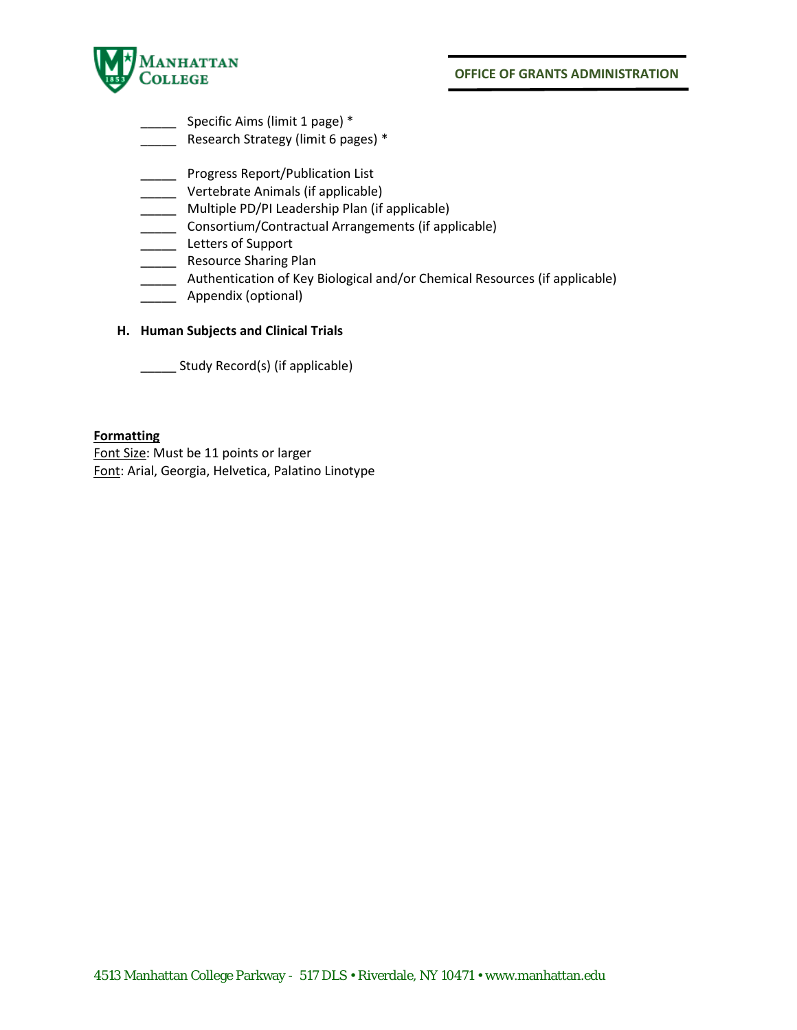_____ Specific Aims (limit 1 page) *
_____ Research Strategy (limit 6 pages) *

_____ Progress Report/Publication List
_____ Vertebrate Animals (if applicable)
_____ Multiple PD/PI Leadership Plan (if applicable)
_____ Consortium/Contractual Arrangements (if applicable)
_____ Letters of Support
_____ Resource Sharing Plan
_____ Authentication of Key Biological and/or Chemical Resources (if applicable)
_____ Appendix (optional)

**H. Human Subjects and Clinical Trials**

_____ Study Record(s) (if applicable)

**Formatting**

Font Size: Must be 11 points or larger
Font: Arial, Georgia, Helvetica, Palatino Linotype